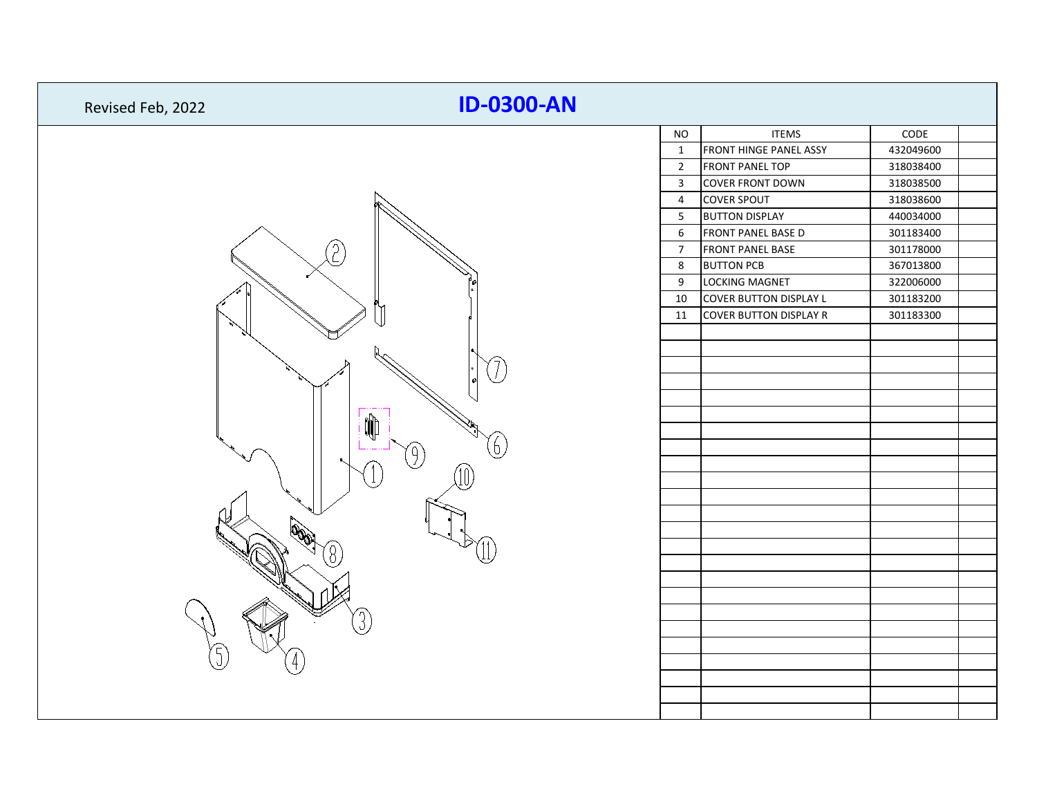Revised Feb, 2022

# ID-0300-AN

| NO | ITEMS | CODE | |
|---|---|---|---|
| 1 | FRONT HINGE PANEL ASSY | 432049600 | |
| 2 | FRONT PANEL TOP | 318038400 | |
| 3 | COVER FRONT DOWN | 318038500 | |
| 4 | COVER SPOUT | 318038600 | |
| 5 | BUTTON DISPLAY | 440034000 | |
| 6 | FRONT PANEL BASE D | 301183400 | |
| 7 | FRONT PANEL BASE | 301178000 | |
| 8 | BUTTON PCB | 367013800 | |
| 9 | LOCKING MAGNET | 322006000 | |
| 10 | COVER BUTTON DISPLAY L | 301183200 | |
| 11 | COVER BUTTON DISPLAY R | 301183300 | |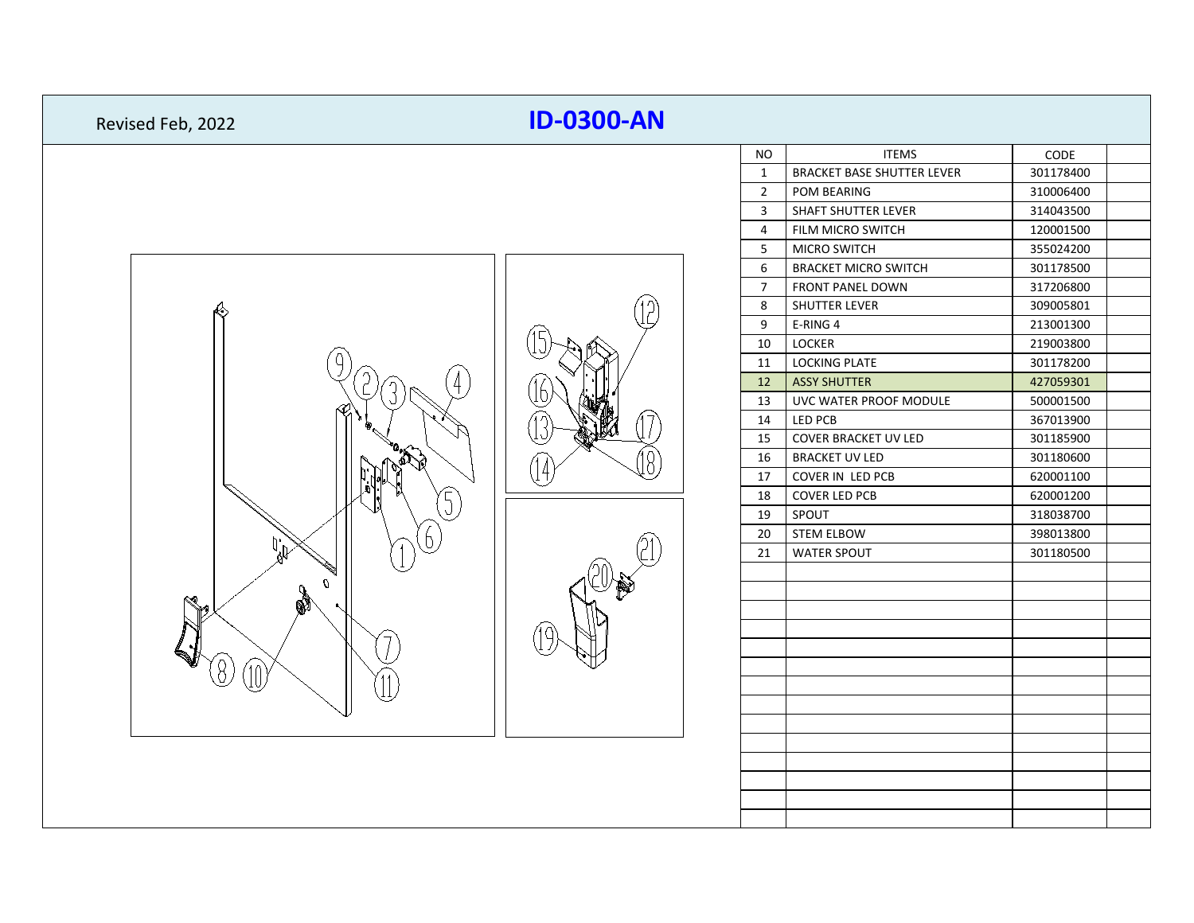Revised Feb, 2022

# ID-0300-AN

| NO | ITEMS | CODE | |
|---|---|---|---|
| 1 | BRACKET BASE SHUTTER LEVER | 301178400 | |
| 2 | POM BEARING | 310006400 | |
| 3 | SHAFT SHUTTER LEVER | 314043500 | |
| 4 | FILM MICRO SWITCH | 120001500 | |
| 5 | MICRO SWITCH | 355024200 | |
| 6 | BRACKET MICRO SWITCH | 301178500 | |
| 7 | FRONT PANEL DOWN | 317206800 | |
| 8 | SHUTTER LEVER | 309005801 | |
| 9 | E-RING 4 | 213001300 | |
| 10 | LOCKER | 219003800 | |
| 11 | LOCKING PLATE | 301178200 | |
| 12 | ASSY SHUTTER | 427059301 | |
| 13 | UVC WATER PROOF MODULE | 500001500 | |
| 14 | LED PCB | 367013900 | |
| 15 | COVER BRACKET UV LED | 301185900 | |
| 16 | BRACKET UV LED | 301180600 | |
| 17 | COVER IN LED PCB | 620001100 | |
| 18 | COVER LED PCB | 620001200 | |
| 19 | SPOUT | 318038700 | |
| 20 | STEM ELBOW | 398013800 | |
| 21 | WATER SPOUT | 301180500 | |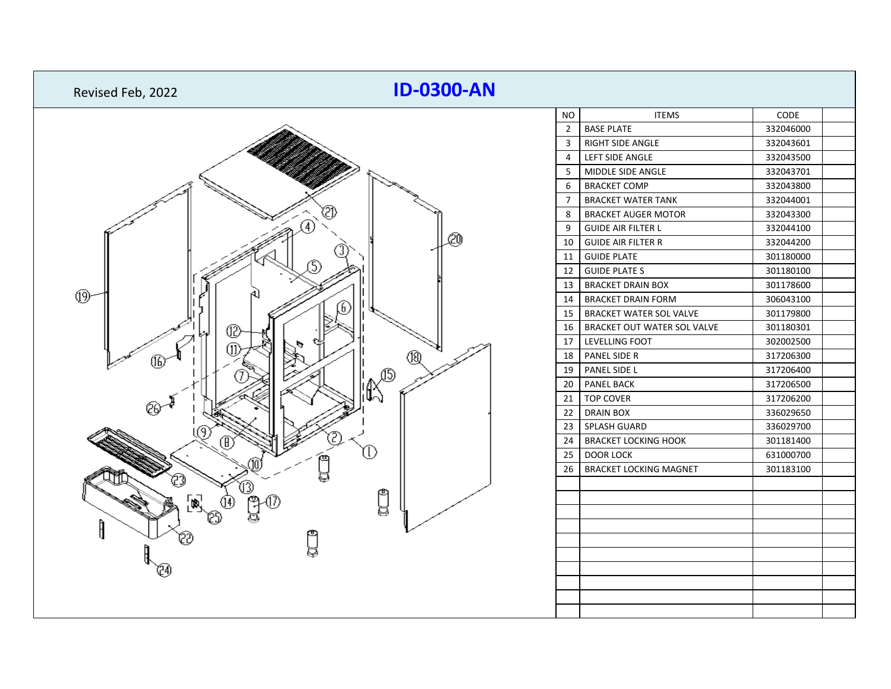Revised Feb, 2022

# ID-0300-AN

| NO | ITEMS | CODE | |
|---|---|---|---|
| 2 | BASE PLATE | 332046000 | |
| 3 | RIGHT SIDE ANGLE | 332043601 | |
| 4 | LEFT SIDE ANGLE | 332043500 | |
| 5 | MIDDLE SIDE ANGLE | 332043701 | |
| 6 | BRACKET COMP | 332043800 | |
| 7 | BRACKET WATER TANK | 332044001 | |
| 8 | BRACKET AUGER MOTOR | 332043300 | |
| 9 | GUIDE AIR FILTER L | 332044100 | |
| 10 | GUIDE AIR FILTER R | 332044200 | |
| 11 | GUIDE PLATE | 301180000 | |
| 12 | GUIDE PLATE S | 301180100 | |
| 13 | BRACKET DRAIN BOX | 301178600 | |
| 14 | BRACKET DRAIN FORM | 306043100 | |
| 15 | BRACKET WATER SOL VALVE | 301179800 | |
| 16 | BRACKET OUT WATER SOL VALVE | 301180301 | |
| 17 | LEVELLING FOOT | 302002500 | |
| 18 | PANEL SIDE R | 317206300 | |
| 19 | PANEL SIDE L | 317206400 | |
| 20 | PANEL BACK | 317206500 | |
| 21 | TOP COVER | 317206200 | |
| 22 | DRAIN BOX | 336029650 | |
| 23 | SPLASH GUARD | 336029700 | |
| 24 | BRACKET LOCKING HOOK | 301181400 | |
| 25 | DOOR LOCK | 631000700 | |
| 26 | BRACKET LOCKING MAGNET | 301183100 | |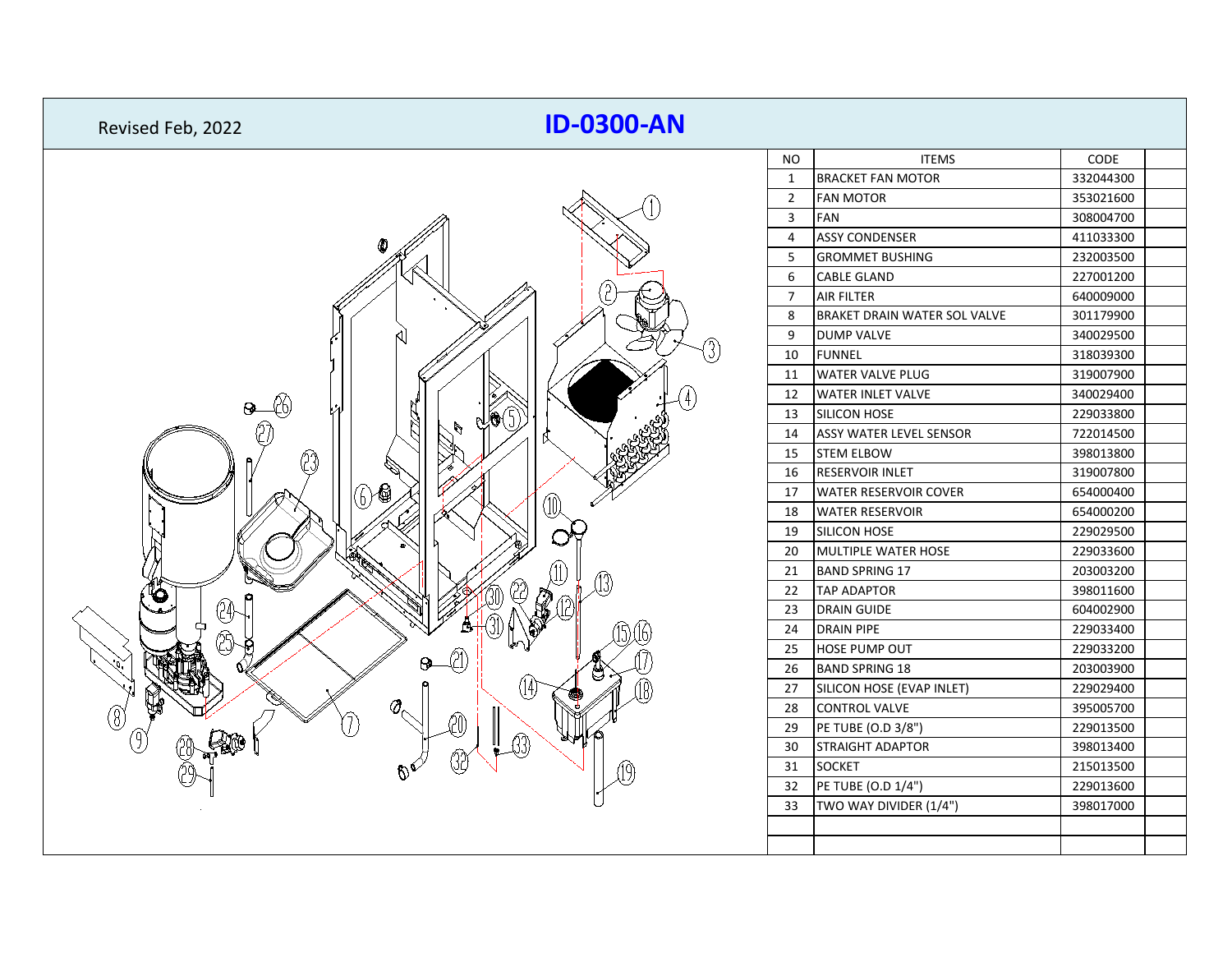Revised Feb, 2022

# ID-0300-AN

| NO | ITEMS | CODE | |
|---|---|---|---|
| 1 | BRACKET FAN MOTOR | 332044300 | |
| 2 | FAN MOTOR | 353021600 | |
| 3 | FAN | 308004700 | |
| 4 | ASSY CONDENSER | 411033300 | |
| 5 | GROMMET BUSHING | 232003500 | |
| 6 | CABLE GLAND | 227001200 | |
| 7 | AIR FILTER | 640009000 | |
| 8 | BRAKET DRAIN WATER SOL VALVE | 301179900 | |
| 9 | DUMP VALVE | 340029500 | |
| 10 | FUNNEL | 318039300 | |
| 11 | WATER VALVE PLUG | 319007900 | |
| 12 | WATER INLET VALVE | 340029400 | |
| 13 | SILICON HOSE | 229033800 | |
| 14 | ASSY WATER LEVEL SENSOR | 722014500 | |
| 15 | STEM ELBOW | 398013800 | |
| 16 | RESERVOIR INLET | 319007800 | |
| 17 | WATER RESERVOIR COVER | 654000400 | |
| 18 | WATER RESERVOIR | 654000200 | |
| 19 | SILICON HOSE | 229029500 | |
| 20 | MULTIPLE WATER HOSE | 229033600 | |
| 21 | BAND SPRING 17 | 203003200 | |
| 22 | TAP ADAPTOR | 398011600 | |
| 23 | DRAIN GUIDE | 604002900 | |
| 24 | DRAIN PIPE | 229033400 | |
| 25 | HOSE PUMP OUT | 229033200 | |
| 26 | BAND SPRING 18 | 203003900 | |
| 27 | SILICON HOSE (EVAP INLET) | 229029400 | |
| 28 | CONTROL VALVE | 395005700 | |
| 29 | PE TUBE (O.D 3/8") | 229013500 | |
| 30 | STRAIGHT ADAPTOR | 398013400 | |
| 31 | SOCKET | 215013500 | |
| 32 | PE TUBE (O.D 1/4") | 229013600 | |
| 33 | TWO WAY DIVIDER (1/4") | 398017000 | |
| | | | |
| | | | |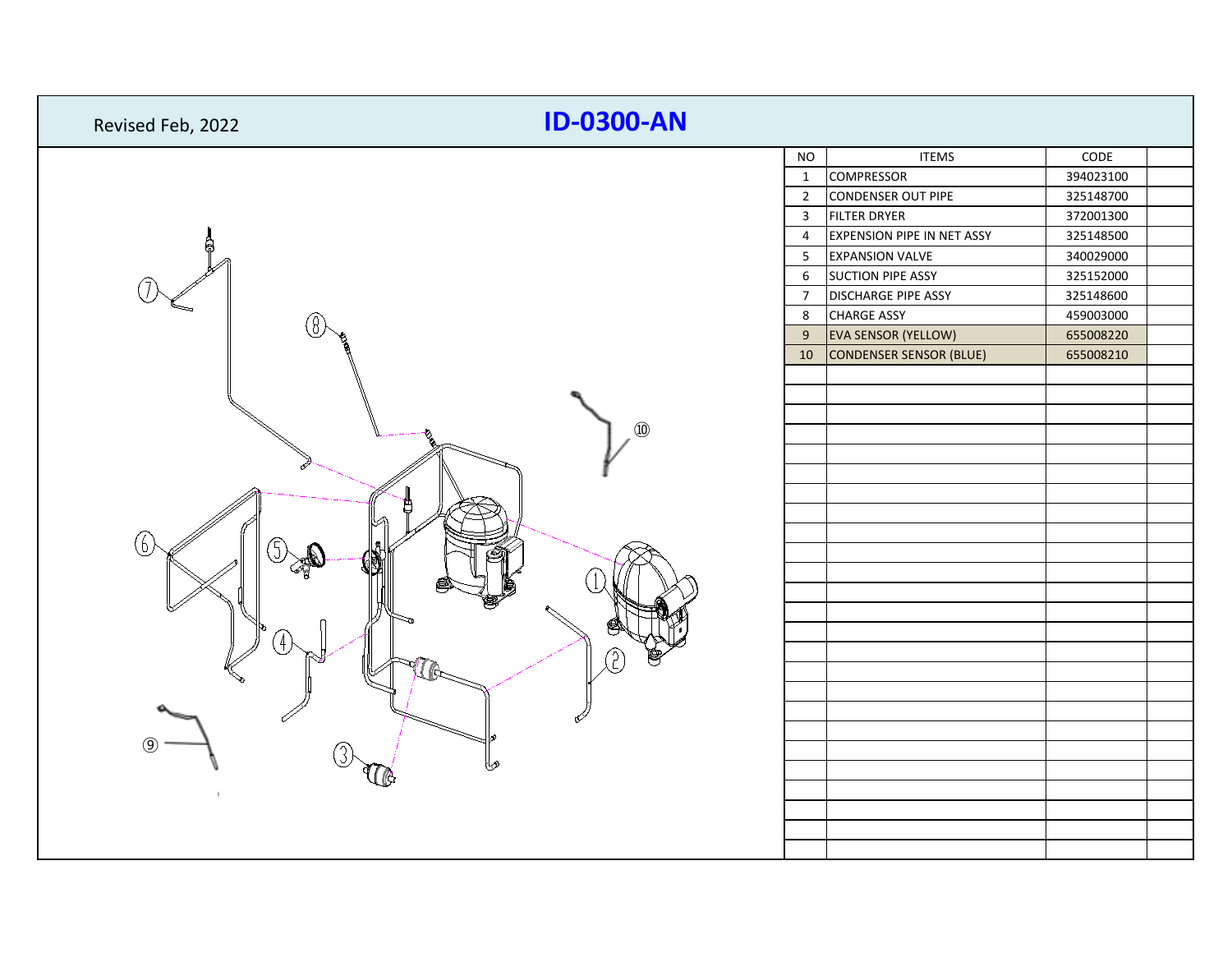Revised Feb, 2022

# ID-0300-AN

| NO | ITEMS | CODE | |
|---|---|---|---|
| 1 | COMPRESSOR | 394023100 | |
| 2 | CONDENSER OUT PIPE | 325148700 | |
| 3 | FILTER DRYER | 372001300 | |
| 4 | EXPENSION PIPE IN NET ASSY | 325148500 | |
| 5 | EXPANSION VALVE | 340029000 | |
| 6 | SUCTION PIPE ASSY | 325152000 | |
| 7 | DISCHARGE PIPE ASSY | 325148600 | |
| 8 | CHARGE ASSY | 459003000 | |
| 9 | EVA SENSOR (YELLOW) | 655008220 | |
| 10 | CONDENSER SENSOR (BLUE) | 655008210 | |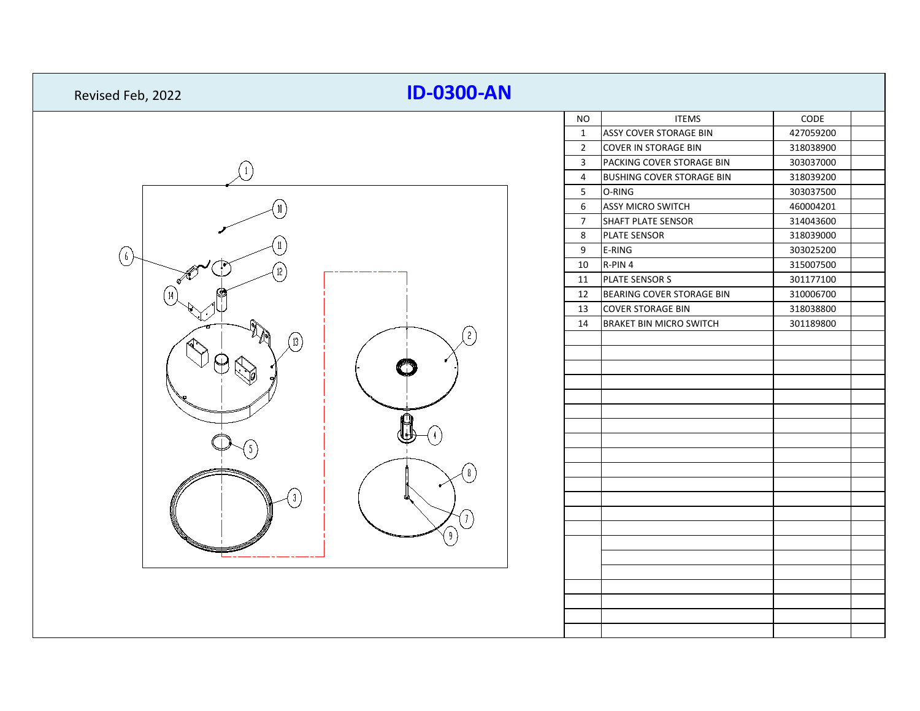Revised Feb, 2022

# ID-0300-AN

| NO | ITEMS | CODE | |
|---|---|---|---|
| 1 | ASSY COVER STORAGE BIN | 427059200 | |
| 2 | COVER IN STORAGE BIN | 318038900 | |
| 3 | PACKING COVER STORAGE BIN | 303037000 | |
| 4 | BUSHING COVER STORAGE BIN | 318039200 | |
| 5 | O-RING | 303037500 | |
| 6 | ASSY MICRO SWITCH | 460004201 | |
| 7 | SHAFT PLATE SENSOR | 314043600 | |
| 8 | PLATE SENSOR | 318039000 | |
| 9 | E-RING | 303025200 | |
| 10 | R-PIN 4 | 315007500 | |
| 11 | PLATE SENSOR S | 301177100 | |
| 12 | BEARING COVER STORAGE BIN | 310006700 | |
| 13 | COVER STORAGE BIN | 318038800 | |
| 14 | BRAKET BIN MICRO SWITCH | 301189800 | |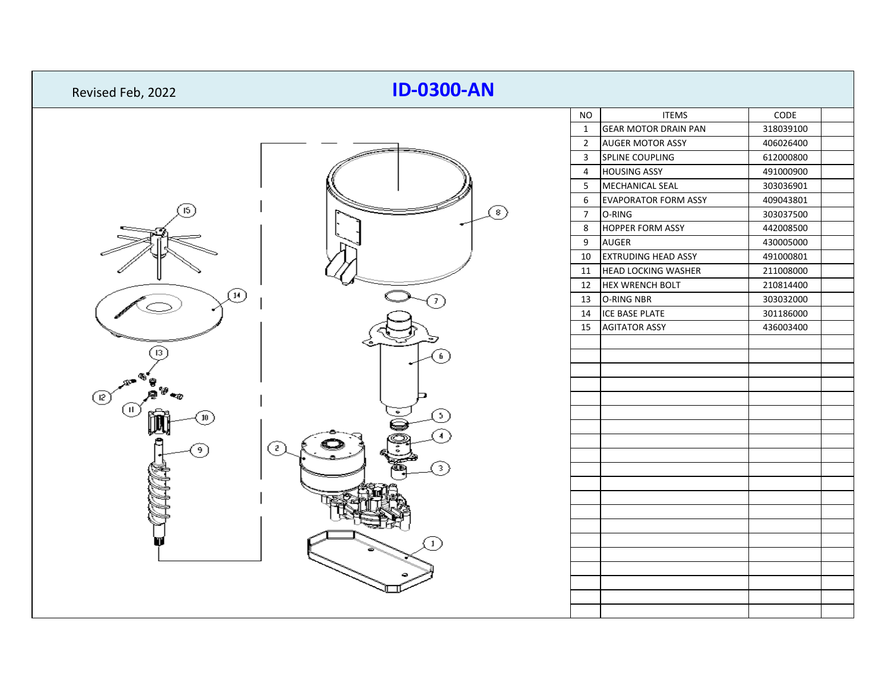Revised Feb, 2022

# ID-0300-AN

| NO | ITEMS | CODE | |
|---|---|---|---|
| 1 | GEAR MOTOR DRAIN PAN | 318039100 | |
| 2 | AUGER MOTOR ASSY | 406026400 | |
| 3 | SPLINE COUPLING | 612000800 | |
| 4 | HOUSING ASSY | 491000900 | |
| 5 | MECHANICAL SEAL | 303036901 | |
| 6 | EVAPORATOR FORM ASSY | 409043801 | |
| 7 | O-RING | 303037500 | |
| 8 | HOPPER FORM ASSY | 442008500 | |
| 9 | AUGER | 430005000 | |
| 10 | EXTRUDING HEAD ASSY | 491000801 | |
| 11 | HEAD LOCKING WASHER | 211008000 | |
| 12 | HEX WRENCH BOLT | 210814400 | |
| 13 | O-RING NBR | 303032000 | |
| 14 | ICE BASE PLATE | 301186000 | |
| 15 | AGITATOR ASSY | 436003400 | |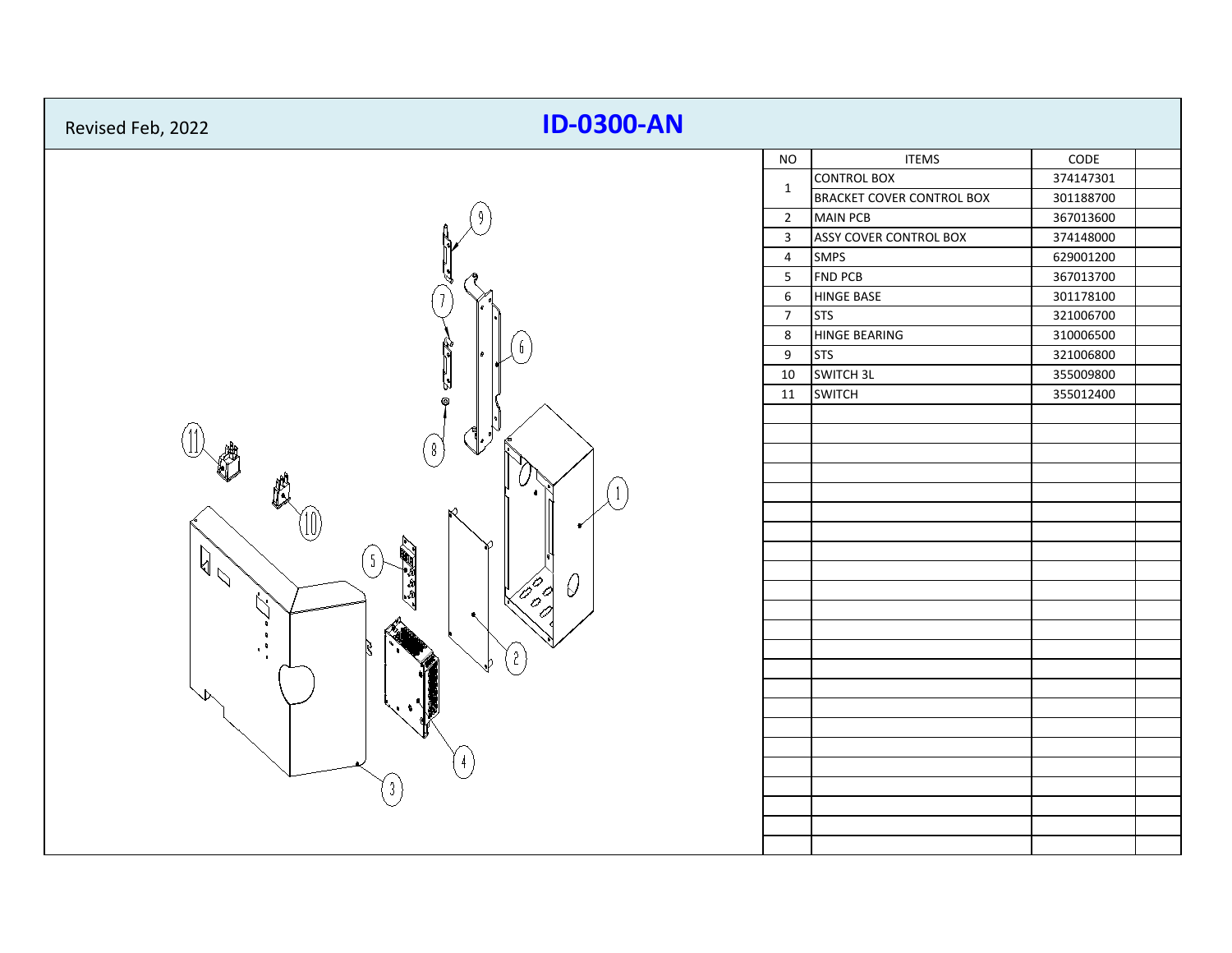Revised Feb, 2022

# ID-0300-AN

| NO | ITEMS | CODE | |
|---|---|---|---|
| 1 | CONTROL BOX | 374147301 | |
| | BRACKET COVER CONTROL BOX | 301188700 | |
| 2 | MAIN PCB | 367013600 | |
| 3 | ASSY COVER CONTROL BOX | 374148000 | |
| 4 | SMPS | 629001200 | |
| 5 | FND PCB | 367013700 | |
| 6 | HINGE BASE | 301178100 | |
| 7 | STS | 321006700 | |
| 8 | HINGE BEARING | 310006500 | |
| 9 | STS | 321006800 | |
| 10 | SWITCH 3L | 355009800 | |
| 11 | SWITCH | 355012400 | |